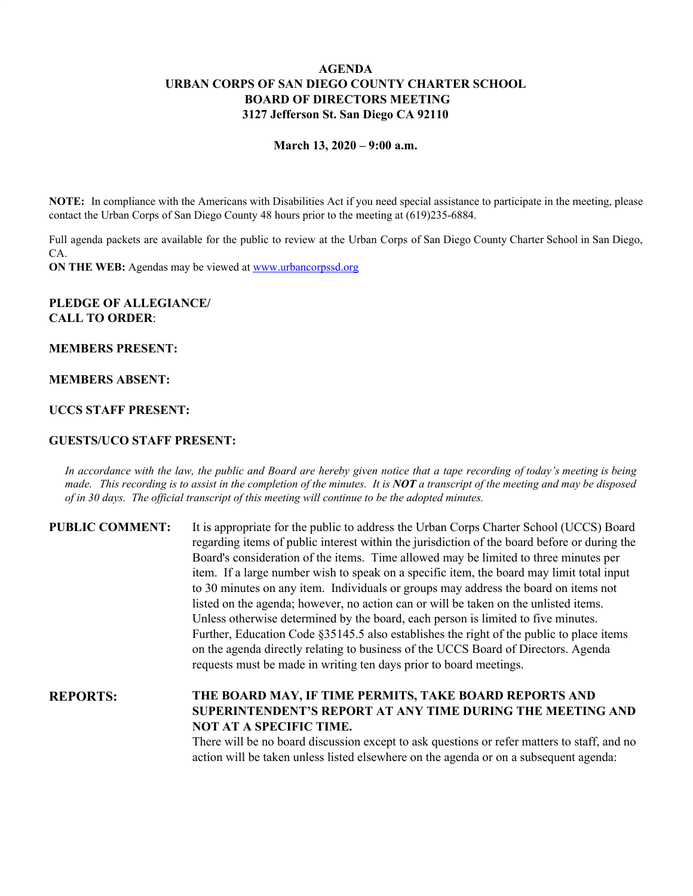# AGENDA
# URBAN CORPS OF SAN DIEGO COUNTY CHARTER SCHOOL
# BOARD OF DIRECTORS MEETING
# 3127 Jefferson St. San Diego CA 92110

**March 13, 2020 – 9:00 a.m.**

**NOTE:** In compliance with the Americans with Disabilities Act if you need special assistance to participate in the meeting, please contact the Urban Corps of San Diego County 48 hours prior to the meeting at (619)235-6884.

Full agenda packets are available for the public to review at the Urban Corps of San Diego County Charter School in San Diego, CA.

**ON THE WEB:** Agendas may be viewed at [www.urbancorpssd.org](www.urbancorpssd.org)

**PLEDGE OF ALLEGIANCE/**
**CALL TO ORDER**:

**MEMBERS PRESENT:**

**MEMBERS ABSENT:**

**UCCS STAFF PRESENT:**

**GUESTS/UCO STAFF PRESENT:**

*In accordance with the law, the public and Board are hereby given notice that a tape recording of today's meeting is being made. This recording is to assist in the completion of the minutes. It is **NOT** a transcript of the meeting and may be disposed of in 30 days. The official transcript of this meeting will continue to be the adopted minutes.*

**PUBLIC COMMENT:** It is appropriate for the public to address the Urban Corps Charter School (UCCS) Board regarding items of public interest within the jurisdiction of the board before or during the Board's consideration of the items. Time allowed may be limited to three minutes per item. If a large number wish to speak on a specific item, the board may limit total input to 30 minutes on any item. Individuals or groups may address the board on items not listed on the agenda; however, no action can or will be taken on the unlisted items. Unless otherwise determined by the board, each person is limited to five minutes. Further, Education Code §35145.5 also establishes the right of the public to place items on the agenda directly relating to business of the UCCS Board of Directors. Agenda requests must be made in writing ten days prior to board meetings.

**REPORTS:** **THE BOARD MAY, IF TIME PERMITS, TAKE BOARD REPORTS AND SUPERINTENDENT'S REPORT AT ANY TIME DURING THE MEETING AND NOT AT A SPECIFIC TIME.**

There will be no board discussion except to ask questions or refer matters to staff, and no action will be taken unless listed elsewhere on the agenda or on a subsequent agenda: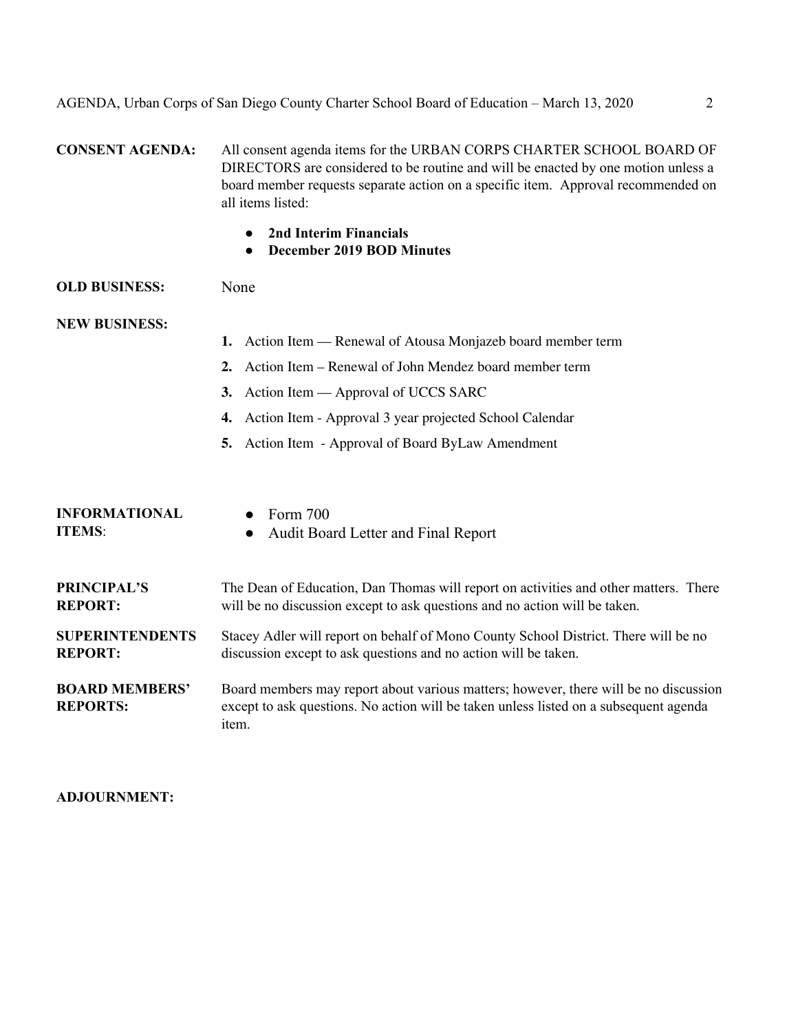**CONSENT AGENDA:** All consent agenda items for the URBAN CORPS CHARTER SCHOOL BOARD OF DIRECTORS are considered to be routine and will be enacted by one motion unless a board member requests separate action on a specific item. Approval recommended on all items listed:

- **2nd Interim Financials**
- **December 2019 BOD Minutes**

**OLD BUSINESS:** None

**NEW BUSINESS:**

1. Action Item — Renewal of Atousa Monjazeb board member term
2. Action Item – Renewal of John Mendez board member term
3. Action Item — Approval of UCCS SARC
4. Action Item - Approval 3 year projected School Calendar
5. Action Item - Approval of Board ByLaw Amendment

**INFORMATIONAL ITEMS**:

- Form 700
- Audit Board Letter and Final Report

**PRINCIPAL'S REPORT:** The Dean of Education, Dan Thomas will report on activities and other matters. There will be no discussion except to ask questions and no action will be taken.

**SUPERINTENDENTS REPORT:** Stacey Adler will report on behalf of Mono County School District. There will be no discussion except to ask questions and no action will be taken.

**BOARD MEMBERS' REPORTS:** Board members may report about various matters; however, there will be no discussion except to ask questions. No action will be taken unless listed on a subsequent agenda item.

**ADJOURNMENT:**